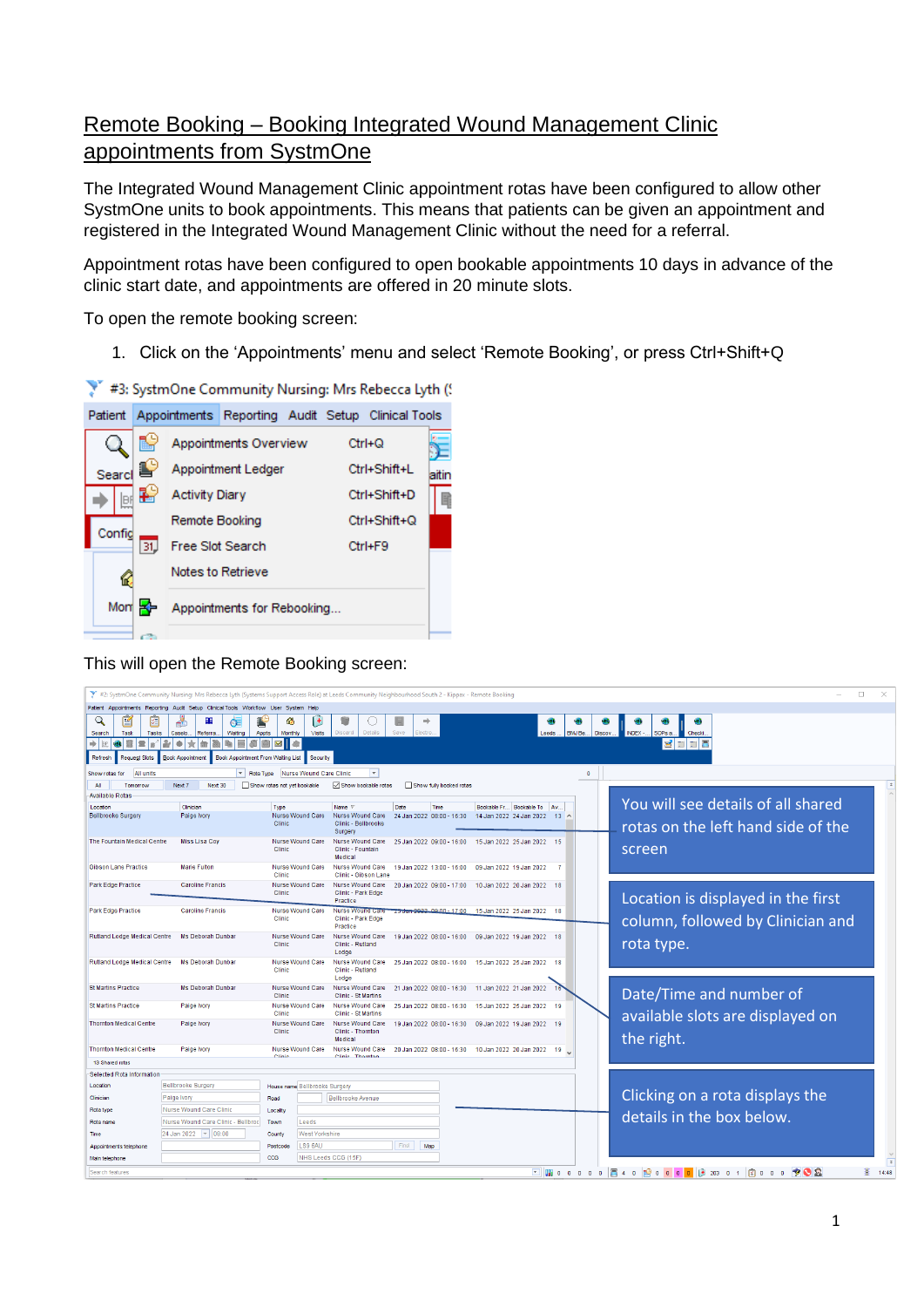# Remote Booking – Booking Integrated Wound Management Clinic appointments from SystmOne

The Integrated Wound Management Clinic appointment rotas have been configured to allow other SystmOne units to book appointments. This means that patients can be given an appointment and registered in the Integrated Wound Management Clinic without the need for a referral.

Appointment rotas have been configured to open bookable appointments 10 days in advance of the clinic start date, and appointments are offered in 20 minute slots.

To open the remote booking screen:

1. Click on the 'Appointments' menu and select 'Remote Booking', or press Ctrl+Shift+Q

This will open the Remote Booking screen:

You will see details of all shared rotas on the left hand side of the screen

Location is displayed in the first column, followed by Clinician and rota type.

Date/Time and number of available slots are displayed on the right.

Clicking on a rota displays the details in the box below.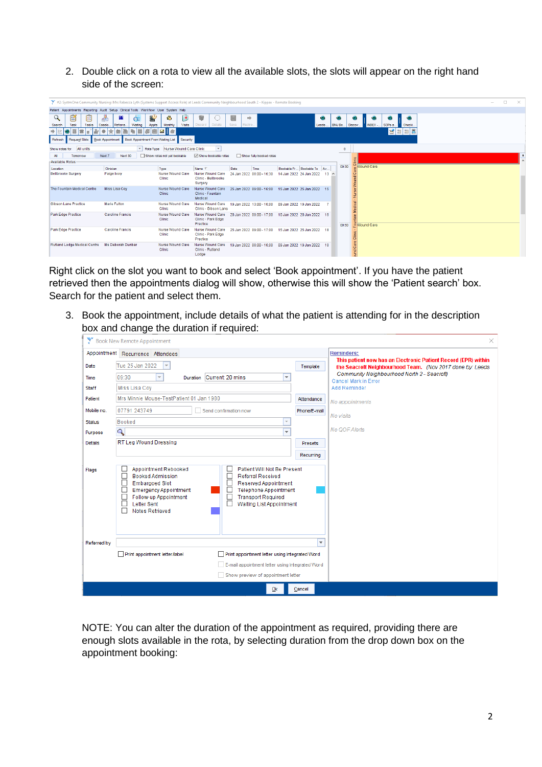2. Double click on a rota to view all the available slots, the slots will appear on the right hand side of the screen:

Right click on the slot you want to book and select 'Book appointment'. If you have the patient retrieved then the appointments dialog will show, otherwise this will show the 'Patient search' box. Search for the patient and select them.

3. Book the appointment, include details of what the patient is attending for in the description box and change the duration if required:

NOTE: You can alter the duration of the appointment as required, providing there are enough slots available in the rota, by selecting duration from the drop down box on the appointment booking: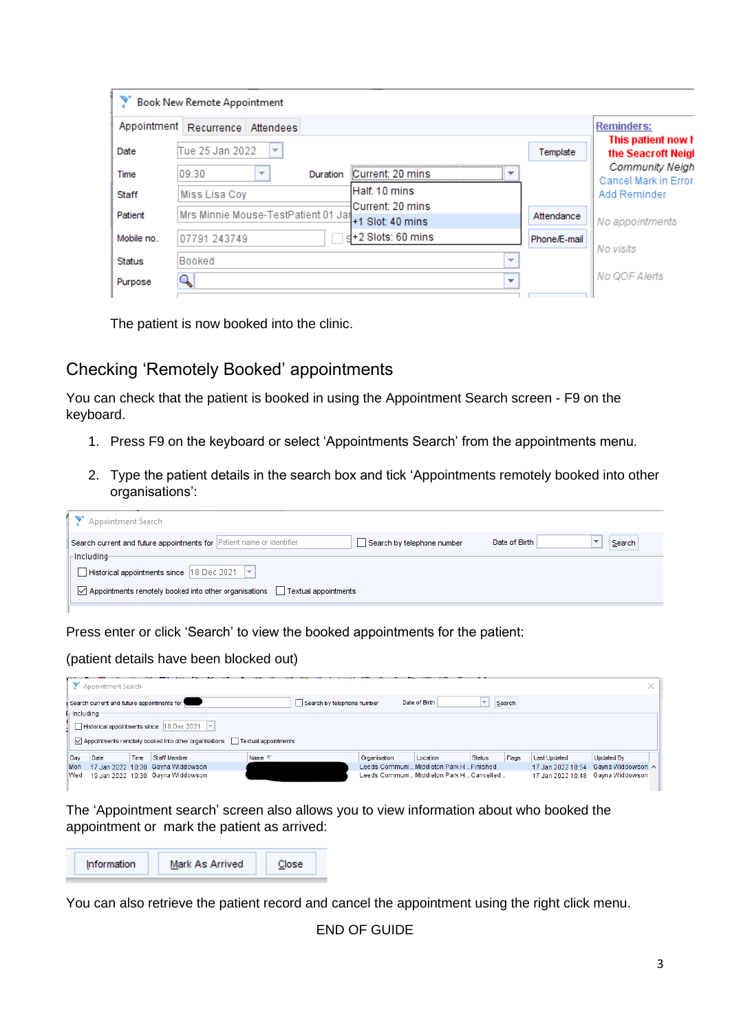The patient is now booked into the clinic.

## Checking 'Remotely Booked' appointments

You can check that the patient is booked in using the Appointment Search screen - F9 on the keyboard.

1. Press F9 on the keyboard or select 'Appointments Search' from the appointments menu.

2. Type the patient details in the search box and tick 'Appointments remotely booked into other organisations':

Press enter or click 'Search' to view the booked appointments for the patient:

(patient details have been blocked out)

The 'Appointment search' screen also allows you to view information about who booked the appointment or mark the patient as arrived:

You can also retrieve the patient record and cancel the appointment using the right click menu.

END OF GUIDE